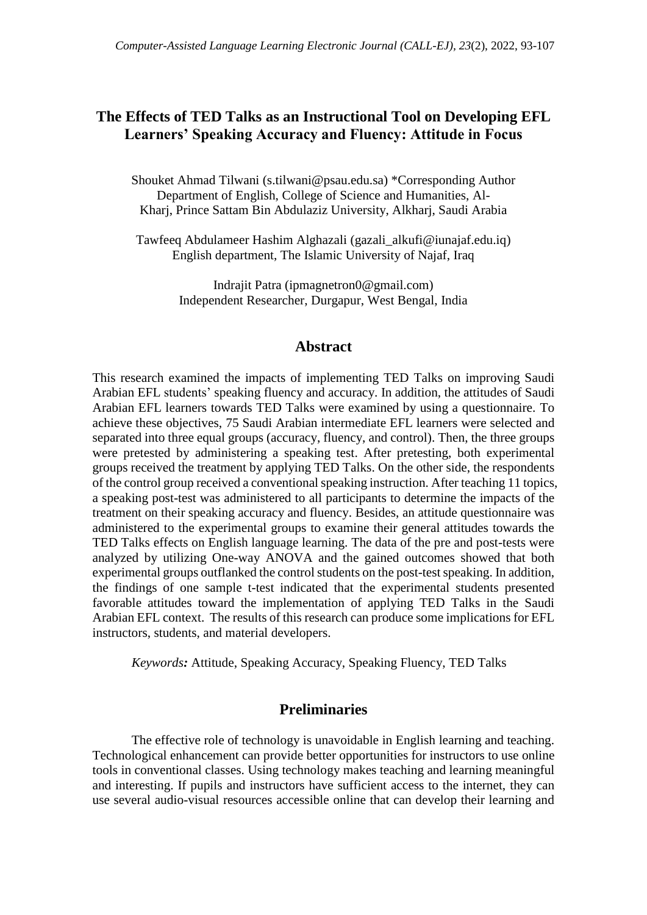# The Effects of TED Talks as an Instructional Tool on Developing EFL Learners' Speaking Accuracy and Fluency: Attitude in Focus

Shouket Ahmad Tilwani (s.tilwani@psau.edu.sa) *Corresponding Author
Department of English, College of Science and Humanities, Al-Kharj, Prince Sattam Bin Abdulaziz University, Alkharj, Saudi Arabia

Tawfeeq Abdulameer Hashim Alghazali (gazali_alkufi@iunajaf.edu.iq)
English department, The Islamic University of Najaf, Iraq

Indrajit Patra (ipmagnetron0@gmail.com)
Independent Researcher, Durgapur, West Bengal, India

## Abstract

This research examined the impacts of implementing TED Talks on improving Saudi Arabian EFL students' speaking fluency and accuracy. In addition, the attitudes of Saudi Arabian EFL learners towards TED Talks were examined by using a questionnaire. To achieve these objectives, 75 Saudi Arabian intermediate EFL learners were selected and separated into three equal groups (accuracy, fluency, and control). Then, the three groups were pretested by administering a speaking test. After pretesting, both experimental groups received the treatment by applying TED Talks. On the other side, the respondents of the control group received a conventional speaking instruction. After teaching 11 topics, a speaking post-test was administered to all participants to determine the impacts of the treatment on their speaking accuracy and fluency. Besides, an attitude questionnaire was administered to the experimental groups to examine their general attitudes towards the TED Talks effects on English language learning. The data of the pre and post-tests were analyzed by utilizing One-way ANOVA and the gained outcomes showed that both experimental groups outflanked the control students on the post-test speaking. In addition, the findings of one sample t-test indicated that the experimental students presented favorable attitudes toward the implementation of applying TED Talks in the Saudi Arabian EFL context. The results of this research can produce some implications for EFL instructors, students, and material developers.

*Keywords:* Attitude, Speaking Accuracy, Speaking Fluency, TED Talks

## Preliminaries

The effective role of technology is unavoidable in English learning and teaching. Technological enhancement can provide better opportunities for instructors to use online tools in conventional classes. Using technology makes teaching and learning meaningful and interesting. If pupils and instructors have sufficient access to the internet, they can use several audio-visual resources accessible online that can develop their learning and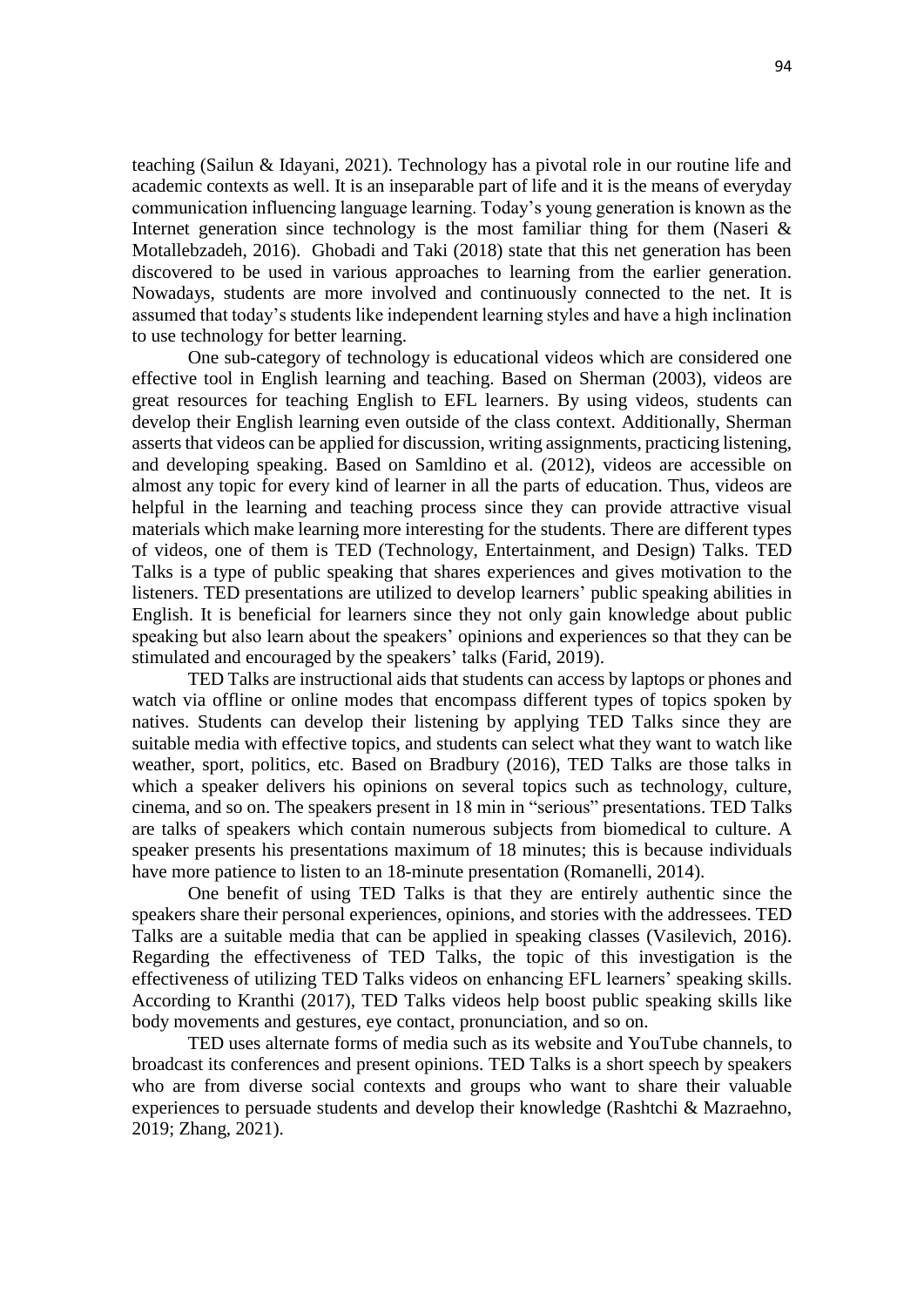teaching (Sailun & Idayani, 2021). Technology has a pivotal role in our routine life and academic contexts as well. It is an inseparable part of life and it is the means of everyday communication influencing language learning. Today's young generation is known as the Internet generation since technology is the most familiar thing for them (Naseri & Motallebzadeh, 2016). Ghobadi and Taki (2018) state that this net generation has been discovered to be used in various approaches to learning from the earlier generation. Nowadays, students are more involved and continuously connected to the net. It is assumed that today's students like independent learning styles and have a high inclination to use technology for better learning.

One sub-category of technology is educational videos which are considered one effective tool in English learning and teaching. Based on Sherman (2003), videos are great resources for teaching English to EFL learners. By using videos, students can develop their English learning even outside of the class context. Additionally, Sherman asserts that videos can be applied for discussion, writing assignments, practicing listening, and developing speaking. Based on Samldino et al. (2012), videos are accessible on almost any topic for every kind of learner in all the parts of education. Thus, videos are helpful in the learning and teaching process since they can provide attractive visual materials which make learning more interesting for the students. There are different types of videos, one of them is TED (Technology, Entertainment, and Design) Talks. TED Talks is a type of public speaking that shares experiences and gives motivation to the listeners. TED presentations are utilized to develop learners' public speaking abilities in English. It is beneficial for learners since they not only gain knowledge about public speaking but also learn about the speakers' opinions and experiences so that they can be stimulated and encouraged by the speakers' talks (Farid, 2019).

TED Talks are instructional aids that students can access by laptops or phones and watch via offline or online modes that encompass different types of topics spoken by natives. Students can develop their listening by applying TED Talks since they are suitable media with effective topics, and students can select what they want to watch like weather, sport, politics, etc. Based on Bradbury (2016), TED Talks are those talks in which a speaker delivers his opinions on several topics such as technology, culture, cinema, and so on. The speakers present in 18 min in "serious" presentations. TED Talks are talks of speakers which contain numerous subjects from biomedical to culture. A speaker presents his presentations maximum of 18 minutes; this is because individuals have more patience to listen to an 18-minute presentation (Romanelli, 2014).

One benefit of using TED Talks is that they are entirely authentic since the speakers share their personal experiences, opinions, and stories with the addressees. TED Talks are a suitable media that can be applied in speaking classes (Vasilevich, 2016). Regarding the effectiveness of TED Talks, the topic of this investigation is the effectiveness of utilizing TED Talks videos on enhancing EFL learners' speaking skills. According to Kranthi (2017), TED Talks videos help boost public speaking skills like body movements and gestures, eye contact, pronunciation, and so on.

TED uses alternate forms of media such as its website and YouTube channels, to broadcast its conferences and present opinions. TED Talks is a short speech by speakers who are from diverse social contexts and groups who want to share their valuable experiences to persuade students and develop their knowledge (Rashtchi & Mazraehno, 2019; Zhang, 2021).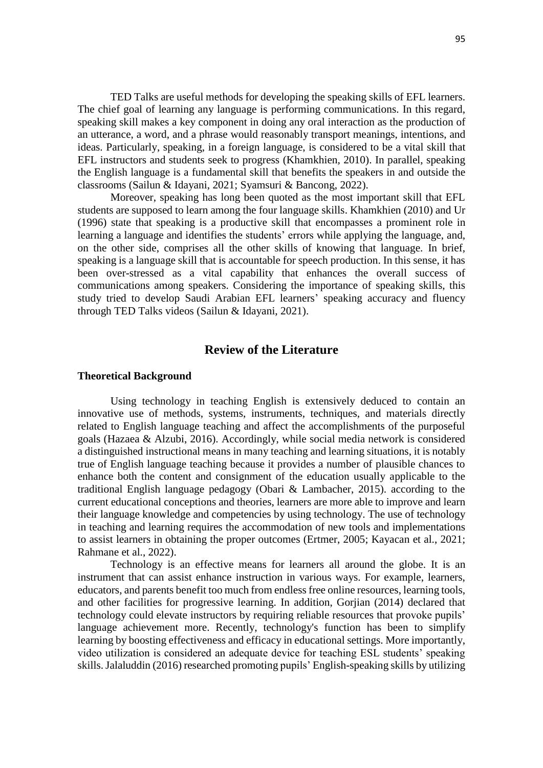TED Talks are useful methods for developing the speaking skills of EFL learners. The chief goal of learning any language is performing communications. In this regard, speaking skill makes a key component in doing any oral interaction as the production of an utterance, a word, and a phrase would reasonably transport meanings, intentions, and ideas. Particularly, speaking, in a foreign language, is considered to be a vital skill that EFL instructors and students seek to progress (Khamkhien, 2010). In parallel, speaking the English language is a fundamental skill that benefits the speakers in and outside the classrooms (Sailun & Idayani, 2021; Syamsuri & Bancong, 2022).

Moreover, speaking has long been quoted as the most important skill that EFL students are supposed to learn among the four language skills. Khamkhien (2010) and Ur (1996) state that speaking is a productive skill that encompasses a prominent role in learning a language and identifies the students' errors while applying the language, and, on the other side, comprises all the other skills of knowing that language. In brief, speaking is a language skill that is accountable for speech production. In this sense, it has been over-stressed as a vital capability that enhances the overall success of communications among speakers. Considering the importance of speaking skills, this study tried to develop Saudi Arabian EFL learners' speaking accuracy and fluency through TED Talks videos (Sailun & Idayani, 2021).

## Review of the Literature

### Theoretical Background

Using technology in teaching English is extensively deduced to contain an innovative use of methods, systems, instruments, techniques, and materials directly related to English language teaching and affect the accomplishments of the purposeful goals (Hazaea & Alzubi, 2016). Accordingly, while social media network is considered a distinguished instructional means in many teaching and learning situations, it is notably true of English language teaching because it provides a number of plausible chances to enhance both the content and consignment of the education usually applicable to the traditional English language pedagogy (Obari & Lambacher, 2015). according to the current educational conceptions and theories, learners are more able to improve and learn their language knowledge and competencies by using technology. The use of technology in teaching and learning requires the accommodation of new tools and implementations to assist learners in obtaining the proper outcomes (Ertmer, 2005; Kayacan et al., 2021; Rahmane et al., 2022).

Technology is an effective means for learners all around the globe. It is an instrument that can assist enhance instruction in various ways. For example, learners, educators, and parents benefit too much from endless free online resources, learning tools, and other facilities for progressive learning. In addition, Gorjian (2014) declared that technology could elevate instructors by requiring reliable resources that provoke pupils' language achievement more. Recently, technology's function has been to simplify learning by boosting effectiveness and efficacy in educational settings. More importantly, video utilization is considered an adequate device for teaching ESL students' speaking skills. Jalaluddin (2016) researched promoting pupils' English-speaking skills by utilizing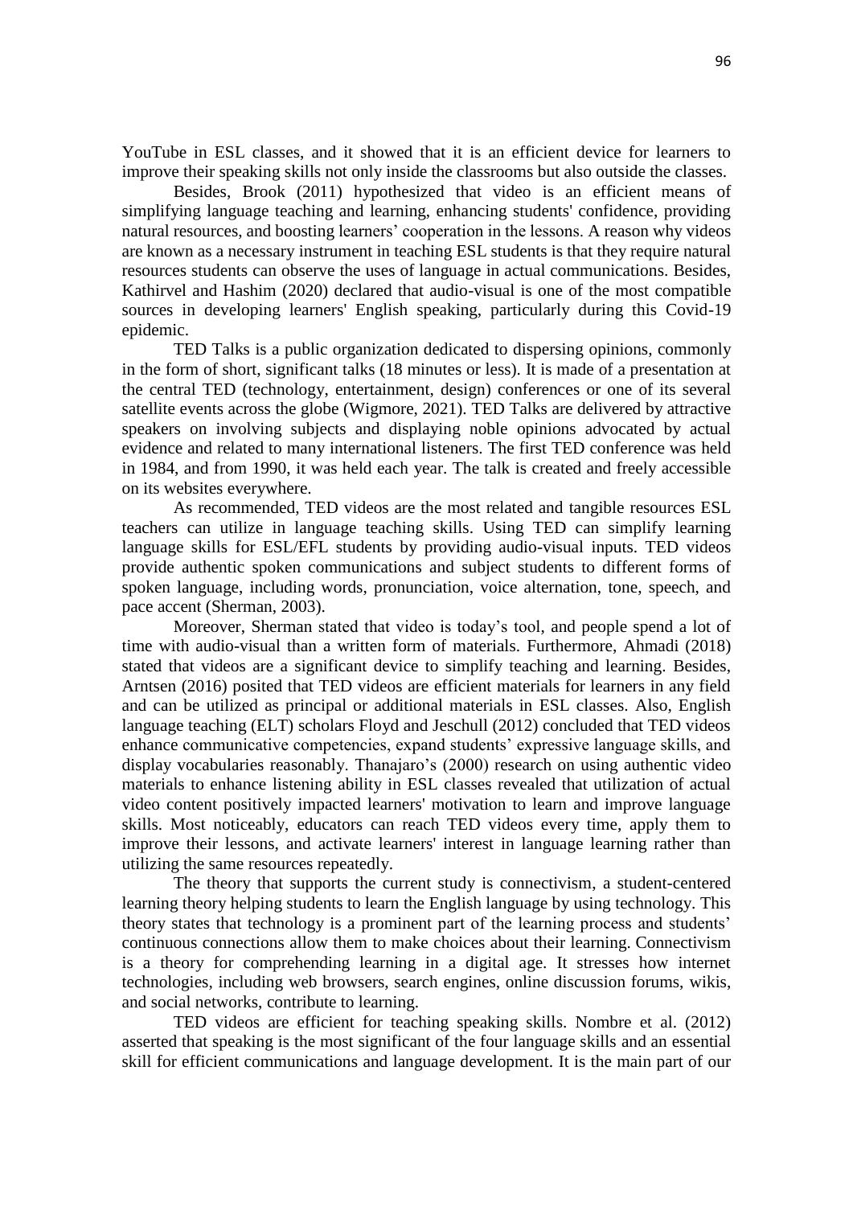YouTube in ESL classes, and it showed that it is an efficient device for learners to improve their speaking skills not only inside the classrooms but also outside the classes.

Besides, Brook (2011) hypothesized that video is an efficient means of simplifying language teaching and learning, enhancing students' confidence, providing natural resources, and boosting learners' cooperation in the lessons. A reason why videos are known as a necessary instrument in teaching ESL students is that they require natural resources students can observe the uses of language in actual communications. Besides, Kathirvel and Hashim (2020) declared that audio-visual is one of the most compatible sources in developing learners' English speaking, particularly during this Covid-19 epidemic.

TED Talks is a public organization dedicated to dispersing opinions, commonly in the form of short, significant talks (18 minutes or less). It is made of a presentation at the central TED (technology, entertainment, design) conferences or one of its several satellite events across the globe (Wigmore, 2021). TED Talks are delivered by attractive speakers on involving subjects and displaying noble opinions advocated by actual evidence and related to many international listeners. The first TED conference was held in 1984, and from 1990, it was held each year. The talk is created and freely accessible on its websites everywhere.

As recommended, TED videos are the most related and tangible resources ESL teachers can utilize in language teaching skills. Using TED can simplify learning language skills for ESL/EFL students by providing audio-visual inputs. TED videos provide authentic spoken communications and subject students to different forms of spoken language, including words, pronunciation, voice alternation, tone, speech, and pace accent (Sherman, 2003).

Moreover, Sherman stated that video is today's tool, and people spend a lot of time with audio-visual than a written form of materials. Furthermore, Ahmadi (2018) stated that videos are a significant device to simplify teaching and learning. Besides, Arntsen (2016) posited that TED videos are efficient materials for learners in any field and can be utilized as principal or additional materials in ESL classes. Also, English language teaching (ELT) scholars Floyd and Jeschull (2012) concluded that TED videos enhance communicative competencies, expand students' expressive language skills, and display vocabularies reasonably. Thanajaro's (2000) research on using authentic video materials to enhance listening ability in ESL classes revealed that utilization of actual video content positively impacted learners' motivation to learn and improve language skills. Most noticeably, educators can reach TED videos every time, apply them to improve their lessons, and activate learners' interest in language learning rather than utilizing the same resources repeatedly.

The theory that supports the current study is connectivism, a student-centered learning theory helping students to learn the English language by using technology. This theory states that technology is a prominent part of the learning process and students' continuous connections allow them to make choices about their learning. Connectivism is a theory for comprehending learning in a digital age. It stresses how internet technologies, including web browsers, search engines, online discussion forums, wikis, and social networks, contribute to learning.

TED videos are efficient for teaching speaking skills. Nombre et al. (2012) asserted that speaking is the most significant of the four language skills and an essential skill for efficient communications and language development. It is the main part of our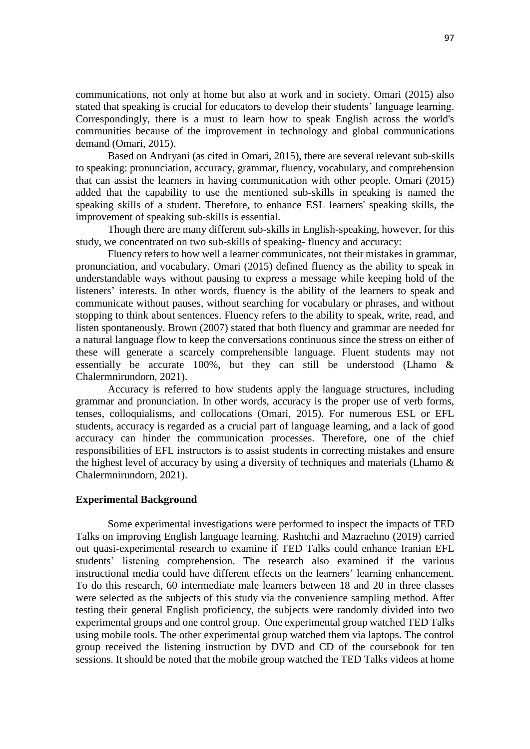communications, not only at home but also at work and in society. Omari (2015) also stated that speaking is crucial for educators to develop their students' language learning. Correspondingly, there is a must to learn how to speak English across the world's communities because of the improvement in technology and global communications demand (Omari, 2015).

Based on Andryani (as cited in Omari, 2015), there are several relevant sub-skills to speaking: pronunciation, accuracy, grammar, fluency, vocabulary, and comprehension that can assist the learners in having communication with other people. Omari (2015) added that the capability to use the mentioned sub-skills in speaking is named the speaking skills of a student. Therefore, to enhance ESL learners' speaking skills, the improvement of speaking sub-skills is essential.

Though there are many different sub-skills in English-speaking, however, for this study, we concentrated on two sub-skills of speaking- fluency and accuracy:

Fluency refers to how well a learner communicates, not their mistakes in grammar, pronunciation, and vocabulary. Omari (2015) defined fluency as the ability to speak in understandable ways without pausing to express a message while keeping hold of the listeners' interests. In other words, fluency is the ability of the learners to speak and communicate without pauses, without searching for vocabulary or phrases, and without stopping to think about sentences. Fluency refers to the ability to speak, write, read, and listen spontaneously. Brown (2007) stated that both fluency and grammar are needed for a natural language flow to keep the conversations continuous since the stress on either of these will generate a scarcely comprehensible language. Fluent students may not essentially be accurate 100%, but they can still be understood (Lhamo & Chalermnirundorn, 2021).

Accuracy is referred to how students apply the language structures, including grammar and pronunciation. In other words, accuracy is the proper use of verb forms, tenses, colloquialisms, and collocations (Omari, 2015). For numerous ESL or EFL students, accuracy is regarded as a crucial part of language learning, and a lack of good accuracy can hinder the communication processes. Therefore, one of the chief responsibilities of EFL instructors is to assist students in correcting mistakes and ensure the highest level of accuracy by using a diversity of techniques and materials (Lhamo & Chalermnirundorn, 2021).

**Experimental Background**

Some experimental investigations were performed to inspect the impacts of TED Talks on improving English language learning. Rashtchi and Mazraehno (2019) carried out quasi-experimental research to examine if TED Talks could enhance Iranian EFL students' listening comprehension. The research also examined if the various instructional media could have different effects on the learners' learning enhancement. To do this research, 60 intermediate male learners between 18 and 20 in three classes were selected as the subjects of this study via the convenience sampling method. After testing their general English proficiency, the subjects were randomly divided into two experimental groups and one control group. One experimental group watched TED Talks using mobile tools. The other experimental group watched them via laptops. The control group received the listening instruction by DVD and CD of the coursebook for ten sessions. It should be noted that the mobile group watched the TED Talks videos at home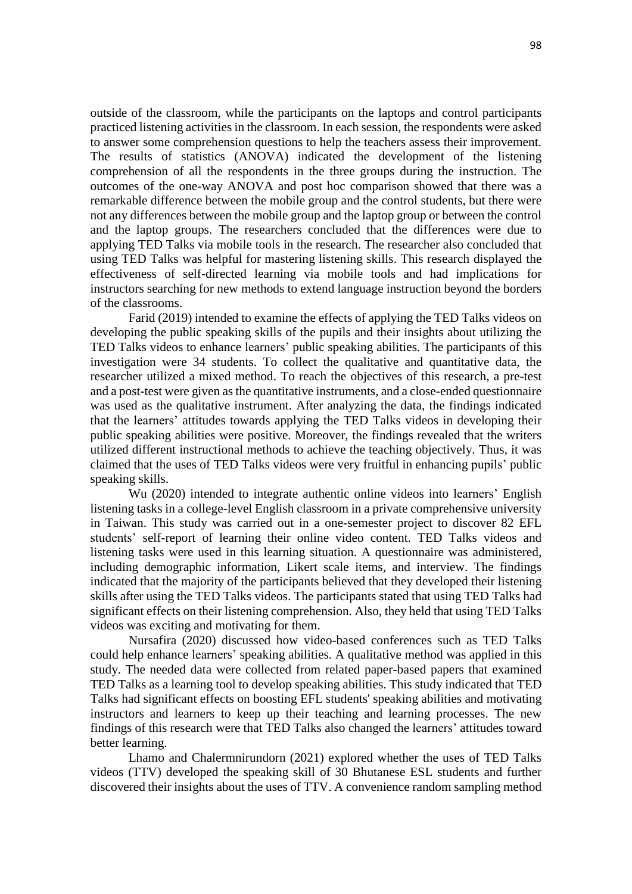outside of the classroom, while the participants on the laptops and control participants practiced listening activities in the classroom. In each session, the respondents were asked to answer some comprehension questions to help the teachers assess their improvement. The results of statistics (ANOVA) indicated the development of the listening comprehension of all the respondents in the three groups during the instruction. The outcomes of the one-way ANOVA and post hoc comparison showed that there was a remarkable difference between the mobile group and the control students, but there were not any differences between the mobile group and the laptop group or between the control and the laptop groups. The researchers concluded that the differences were due to applying TED Talks via mobile tools in the research. The researcher also concluded that using TED Talks was helpful for mastering listening skills. This research displayed the effectiveness of self-directed learning via mobile tools and had implications for instructors searching for new methods to extend language instruction beyond the borders of the classrooms.

Farid (2019) intended to examine the effects of applying the TED Talks videos on developing the public speaking skills of the pupils and their insights about utilizing the TED Talks videos to enhance learners' public speaking abilities. The participants of this investigation were 34 students. To collect the qualitative and quantitative data, the researcher utilized a mixed method. To reach the objectives of this research, a pre-test and a post-test were given as the quantitative instruments, and a close-ended questionnaire was used as the qualitative instrument. After analyzing the data, the findings indicated that the learners' attitudes towards applying the TED Talks videos in developing their public speaking abilities were positive. Moreover, the findings revealed that the writers utilized different instructional methods to achieve the teaching objectively. Thus, it was claimed that the uses of TED Talks videos were very fruitful in enhancing pupils' public speaking skills.

Wu (2020) intended to integrate authentic online videos into learners' English listening tasks in a college-level English classroom in a private comprehensive university in Taiwan. This study was carried out in a one-semester project to discover 82 EFL students' self-report of learning their online video content. TED Talks videos and listening tasks were used in this learning situation. A questionnaire was administered, including demographic information, Likert scale items, and interview. The findings indicated that the majority of the participants believed that they developed their listening skills after using the TED Talks videos. The participants stated that using TED Talks had significant effects on their listening comprehension. Also, they held that using TED Talks videos was exciting and motivating for them.

Nursafira (2020) discussed how video-based conferences such as TED Talks could help enhance learners' speaking abilities. A qualitative method was applied in this study. The needed data were collected from related paper-based papers that examined TED Talks as a learning tool to develop speaking abilities. This study indicated that TED Talks had significant effects on boosting EFL students' speaking abilities and motivating instructors and learners to keep up their teaching and learning processes. The new findings of this research were that TED Talks also changed the learners' attitudes toward better learning.

Lhamo and Chalermnirundorn (2021) explored whether the uses of TED Talks videos (TTV) developed the speaking skill of 30 Bhutanese ESL students and further discovered their insights about the uses of TTV. A convenience random sampling method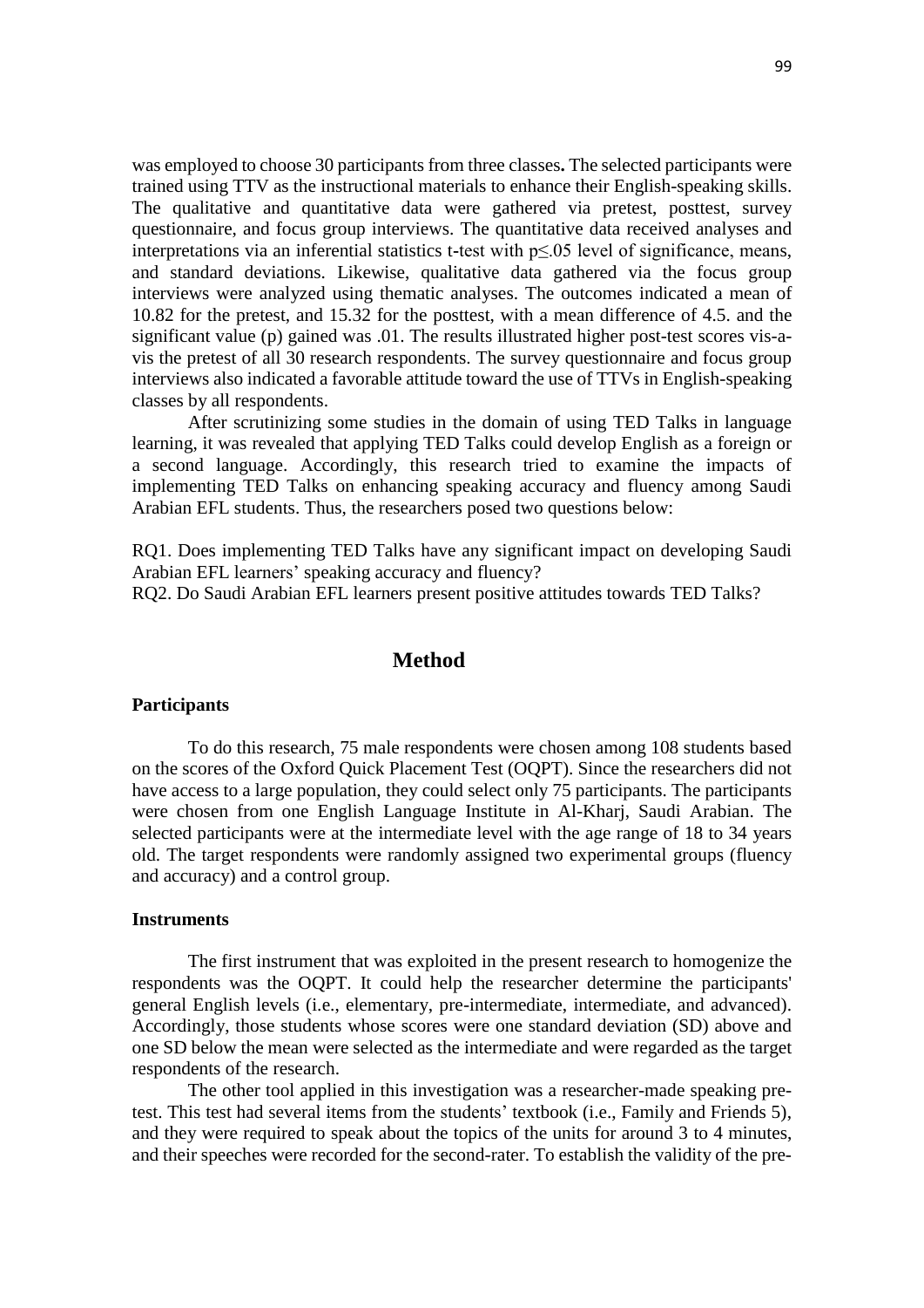was employed to choose 30 participants from three classes**.** The selected participants were trained using TTV as the instructional materials to enhance their English-speaking skills. The qualitative and quantitative data were gathered via pretest, posttest, survey questionnaire, and focus group interviews. The quantitative data received analyses and interpretations via an inferential statistics t-test with $p \leq .05$ level of significance, means, and standard deviations. Likewise, qualitative data gathered via the focus group interviews were analyzed using thematic analyses. The outcomes indicated a mean of 10.82 for the pretest, and 15.32 for the posttest, with a mean difference of 4.5. and the significant value (p) gained was .01. The results illustrated higher post-test scores vis-a-vis the pretest of all 30 research respondents. The survey questionnaire and focus group interviews also indicated a favorable attitude toward the use of TTVs in English-speaking classes by all respondents.

After scrutinizing some studies in the domain of using TED Talks in language learning, it was revealed that applying TED Talks could develop English as a foreign or a second language. Accordingly, this research tried to examine the impacts of implementing TED Talks on enhancing speaking accuracy and fluency among Saudi Arabian EFL students. Thus, the researchers posed two questions below:

RQ1. Does implementing TED Talks have any significant impact on developing Saudi Arabian EFL learners' speaking accuracy and fluency?
RQ2. Do Saudi Arabian EFL learners present positive attitudes towards TED Talks?

## Method

### Participants

To do this research, 75 male respondents were chosen among 108 students based on the scores of the Oxford Quick Placement Test (OQPT). Since the researchers did not have access to a large population, they could select only 75 participants. The participants were chosen from one English Language Institute in Al-Kharj, Saudi Arabian. The selected participants were at the intermediate level with the age range of 18 to 34 years old. The target respondents were randomly assigned two experimental groups (fluency and accuracy) and a control group.

### Instruments

The first instrument that was exploited in the present research to homogenize the respondents was the OQPT. It could help the researcher determine the participants' general English levels (i.e., elementary, pre-intermediate, intermediate, and advanced). Accordingly, those students whose scores were one standard deviation (SD) above and one SD below the mean were selected as the intermediate and were regarded as the target respondents of the research.

The other tool applied in this investigation was a researcher-made speaking pre-test. This test had several items from the students' textbook (i.e., Family and Friends 5), and they were required to speak about the topics of the units for around 3 to 4 minutes, and their speeches were recorded for the second-rater. To establish the validity of the pre-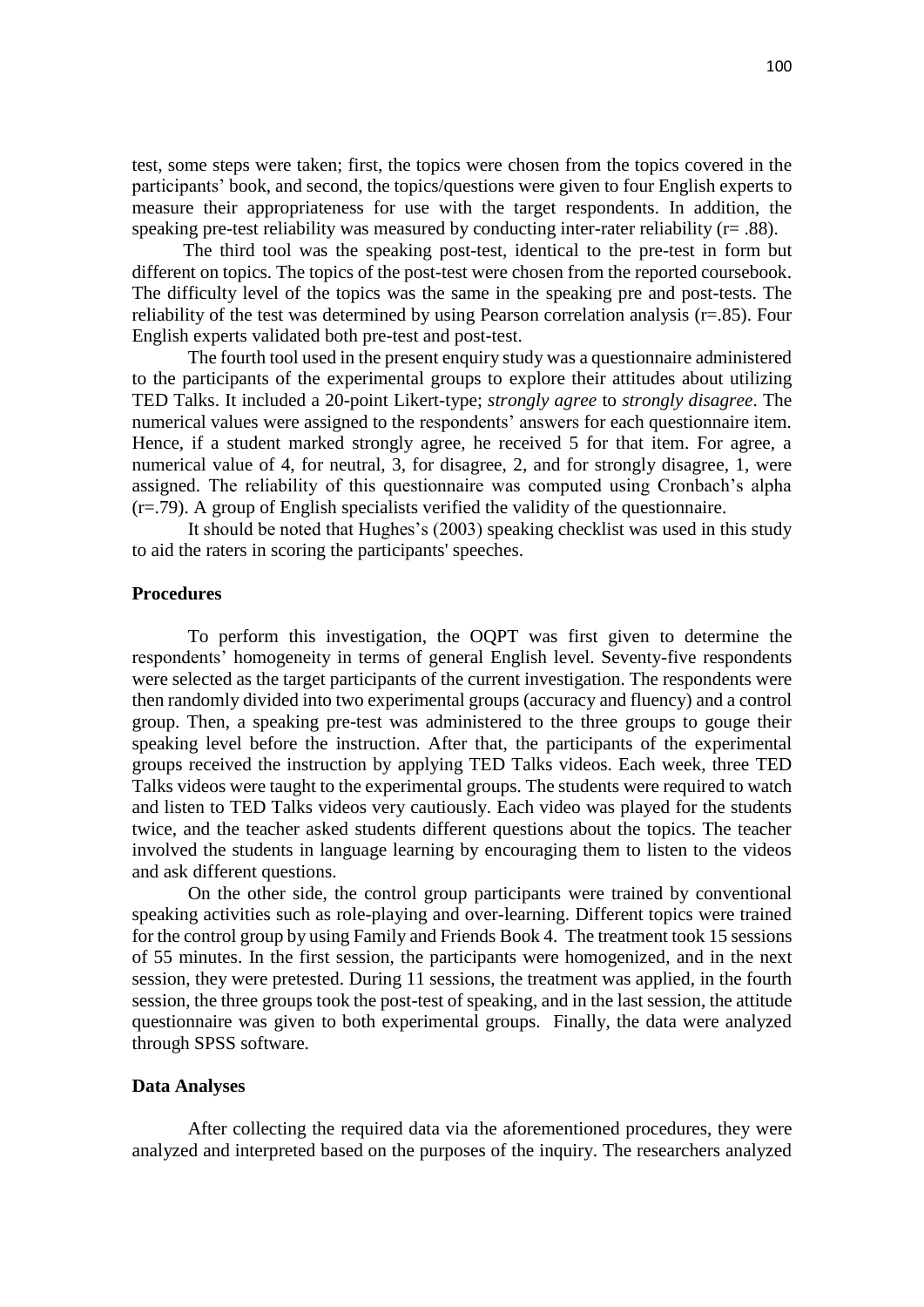test, some steps were taken; first, the topics were chosen from the topics covered in the participants' book, and second, the topics/questions were given to four English experts to measure their appropriateness for use with the target respondents. In addition, the speaking pre-test reliability was measured by conducting inter-rater reliability (r= .88).

The third tool was the speaking post-test, identical to the pre-test in form but different on topics. The topics of the post-test were chosen from the reported coursebook. The difficulty level of the topics was the same in the speaking pre and post-tests. The reliability of the test was determined by using Pearson correlation analysis (r=.85). Four English experts validated both pre-test and post-test.

The fourth tool used in the present enquiry study was a questionnaire administered to the participants of the experimental groups to explore their attitudes about utilizing TED Talks. It included a 20-point Likert-type; *strongly agree* to *strongly disagree*. The numerical values were assigned to the respondents' answers for each questionnaire item. Hence, if a student marked strongly agree, he received 5 for that item. For agree, a numerical value of 4, for neutral, 3, for disagree, 2, and for strongly disagree, 1, were assigned. The reliability of this questionnaire was computed using Cronbach's alpha (r=.79). A group of English specialists verified the validity of the questionnaire.

It should be noted that Hughes's (2003) speaking checklist was used in this study to aid the raters in scoring the participants' speeches.

### Procedures

To perform this investigation, the OQPT was first given to determine the respondents' homogeneity in terms of general English level. Seventy-five respondents were selected as the target participants of the current investigation. The respondents were then randomly divided into two experimental groups (accuracy and fluency) and a control group. Then, a speaking pre-test was administered to the three groups to gouge their speaking level before the instruction. After that, the participants of the experimental groups received the instruction by applying TED Talks videos. Each week, three TED Talks videos were taught to the experimental groups. The students were required to watch and listen to TED Talks videos very cautiously. Each video was played for the students twice, and the teacher asked students different questions about the topics. The teacher involved the students in language learning by encouraging them to listen to the videos and ask different questions.

On the other side, the control group participants were trained by conventional speaking activities such as role-playing and over-learning. Different topics were trained for the control group by using Family and Friends Book 4. The treatment took 15 sessions of 55 minutes. In the first session, the participants were homogenized, and in the next session, they were pretested. During 11 sessions, the treatment was applied, in the fourth session, the three groups took the post-test of speaking, and in the last session, the attitude questionnaire was given to both experimental groups. Finally, the data were analyzed through SPSS software.

### Data Analyses

After collecting the required data via the aforementioned procedures, they were analyzed and interpreted based on the purposes of the inquiry. The researchers analyzed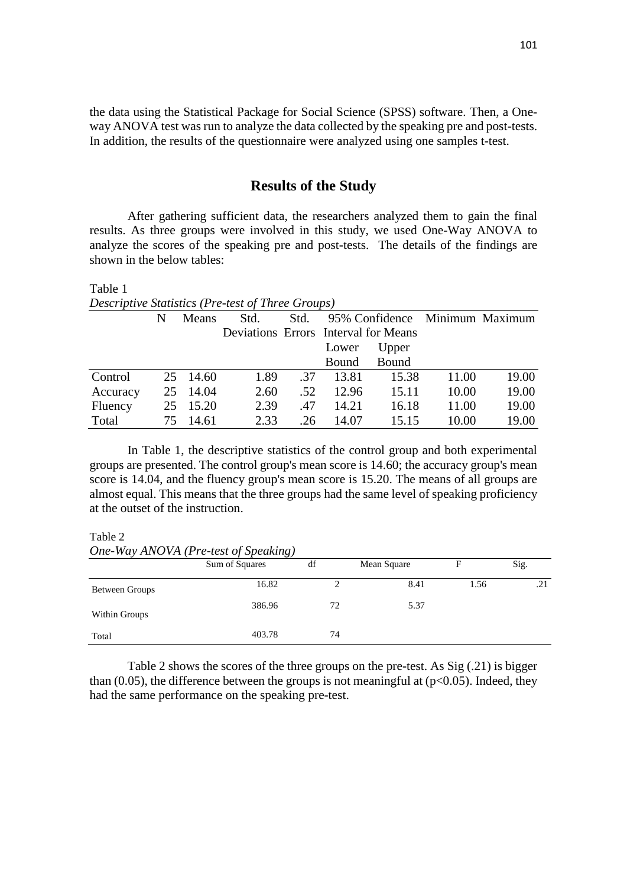the data using the Statistical Package for Social Science (SPSS) software. Then, a One-way ANOVA test was run to analyze the data collected by the speaking pre and post-tests. In addition, the results of the questionnaire were analyzed using one samples t-test.

## Results of the Study

After gathering sufficient data, the researchers analyzed them to gain the final results. As three groups were involved in this study, we used One-Way ANOVA to analyze the scores of the speaking pre and post-tests. The details of the findings are shown in the below tables:

Table 1
*Descriptive Statistics (Pre-test of Three Groups)*

| | N | Means | Std. Deviations | Std. Errors | 95% Confidence Interval for Means | | Minimum | Maximum |
|---|---|---|---|---|---|---|---|---|
| | | | | | Lower Bound | Upper Bound | | |
| Control | 25 | 14.60 | 1.89 | .37 | 13.81 | 15.38 | 11.00 | 19.00 |
| Accuracy | 25 | 14.04 | 2.60 | .52 | 12.96 | 15.11 | 10.00 | 19.00 |
| Fluency | 25 | 15.20 | 2.39 | .47 | 14.21 | 16.18 | 11.00 | 19.00 |
| Total | 75 | 14.61 | 2.33 | .26 | 14.07 | 15.15 | 10.00 | 19.00 |

In Table 1, the descriptive statistics of the control group and both experimental groups are presented. The control group's mean score is 14.60; the accuracy group's mean score is 14.04, and the fluency group's mean score is 15.20. The means of all groups are almost equal. This means that the three groups had the same level of speaking proficiency at the outset of the instruction.

Table 2
*One-Way ANOVA (Pre-test of Speaking)*

| | Sum of Squares | df | Mean Square | F | Sig. |
|---|---|---|---|---|---|
| Between Groups | 16.82 | 2 | 8.41 | 1.56 | .21 |
| Within Groups | 386.96 | 72 | 5.37 | | |
| Total | 403.78 | 74 | | | |

Table 2 shows the scores of the three groups on the pre-test. As Sig (.21) is bigger than (0.05), the difference between the groups is not meaningful at ($p<0.05$). Indeed, they had the same performance on the speaking pre-test.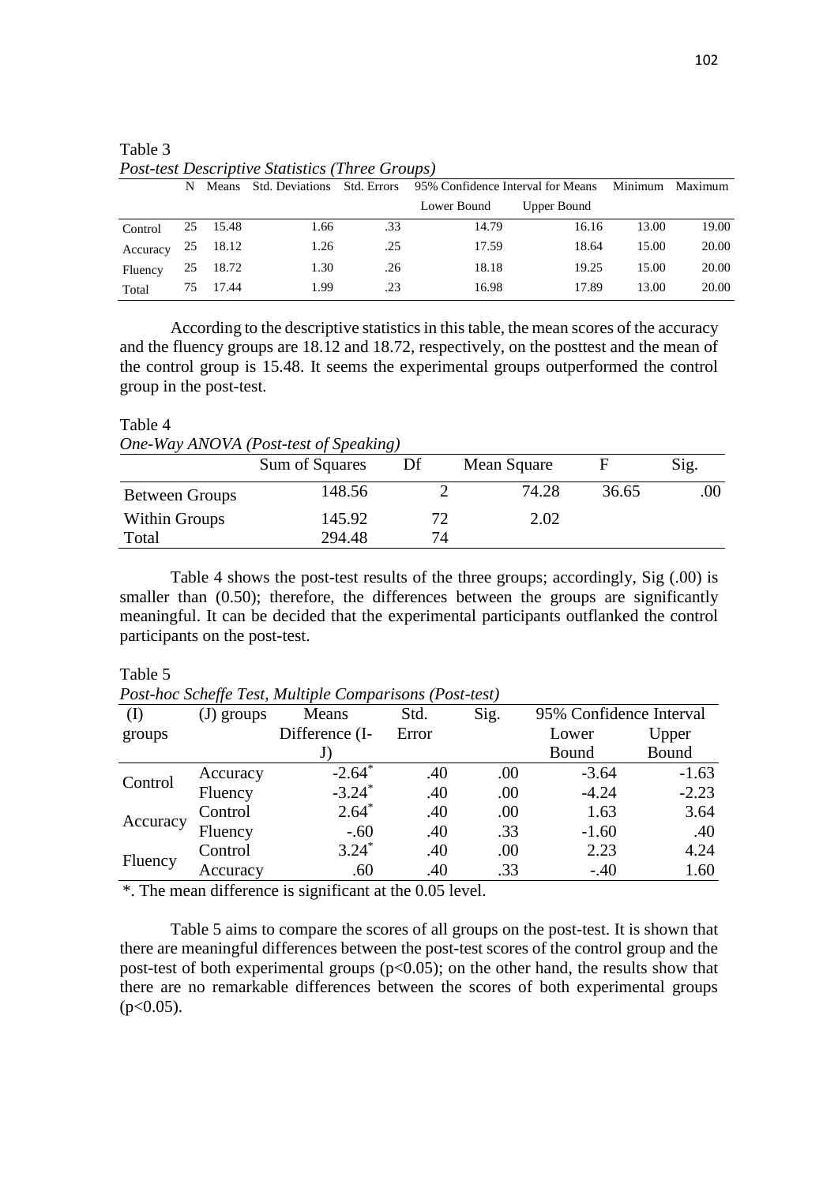Table 3

*Post-test Descriptive Statistics (Three Groups)*

| | N | Means | Std. Deviations | Std. Errors | 95% Confidence Interval for Means | | Minimum | Maximum |
|---|---|---|---|---|---|---|---|---|
| | | | | | Lower Bound | Upper Bound | | |
| Control | 25 | 15.48 | 1.66 | .33 | 14.79 | 16.16 | 13.00 | 19.00 |
| Accuracy | 25 | 18.12 | 1.26 | .25 | 17.59 | 18.64 | 15.00 | 20.00 |
| Fluency | 25 | 18.72 | 1.30 | .26 | 18.18 | 19.25 | 15.00 | 20.00 |
| Total | 75 | 17.44 | 1.99 | .23 | 16.98 | 17.89 | 13.00 | 20.00 |

According to the descriptive statistics in this table, the mean scores of the accuracy and the fluency groups are 18.12 and 18.72, respectively, on the posttest and the mean of the control group is 15.48. It seems the experimental groups outperformed the control group in the post-test.

Table 4

*One-Way ANOVA (Post-test of Speaking)*

| | Sum of Squares | Df | Mean Square | F | Sig. |
|---|---|---|---|---|---|
| Between Groups | 148.56 | 2 | 74.28 | 36.65 | .00 |
| Within Groups | 145.92 | 72 | 2.02 | | |
| Total | 294.48 | 74 | | | |

Table 4 shows the post-test results of the three groups; accordingly, Sig (.00) is smaller than (0.50); therefore, the differences between the groups are significantly meaningful. It can be decided that the experimental participants outflanked the control participants on the post-test.

Table 5

*Post-hoc Scheffe Test, Multiple Comparisons (Post-test)*

| (I) groups | (J) groups | Means Difference (I-J) | Std. Error | Sig. | 95% Confidence Interval | |
|---|---|---|---|---|---|---|
| | | | | | Lower Bound | Upper Bound |
| Control | Accuracy | -2.64* | .40 | .00 | -3.64 | -1.63 |
| | Fluency | -3.24* | .40 | .00 | -4.24 | -2.23 |
| Accuracy | Control | 2.64* | .40 | .00 | 1.63 | 3.64 |
| | Fluency | -.60 | .40 | .33 | -1.60 | .40 |
| Fluency | Control | 3.24* | .40 | .00 | 2.23 | 4.24 |
| | Accuracy | .60 | .40 | .33 | -.40 | 1.60 |

*. The mean difference is significant at the 0.05 level.

Table 5 aims to compare the scores of all groups on the post-test. It is shown that there are meaningful differences between the post-test scores of the control group and the post-test of both experimental groups ($p<0.05$); on the other hand, the results show that there are no remarkable differences between the scores of both experimental groups ($p<0.05$).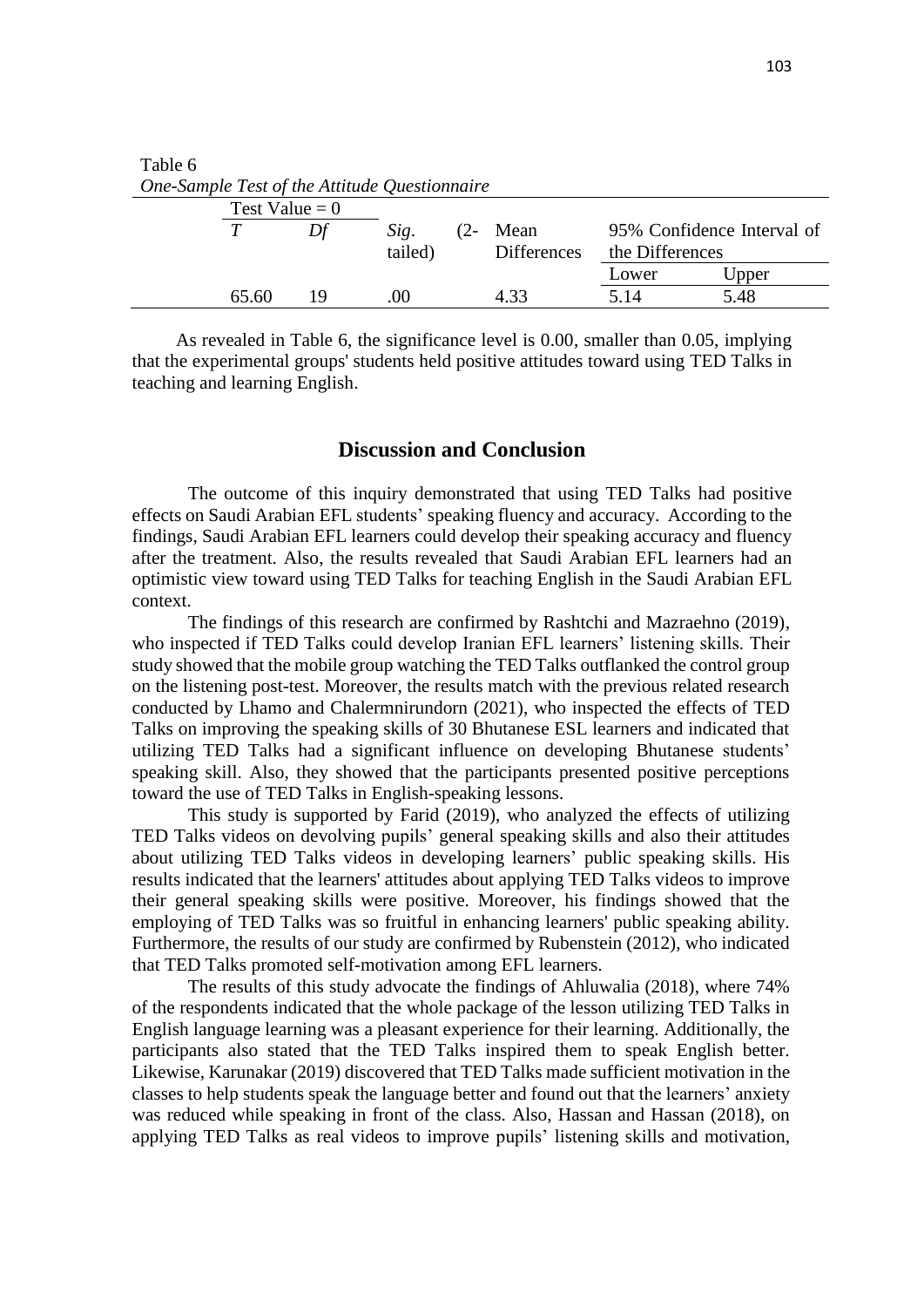Table 6

*One-Sample Test of the Attitude Questionnaire*

| Test Value = 0 | | | | | |
|---|---|---|---|---|---|
| *T* | *Df* | *Sig.* (2-tailed) | Mean Differences | 95% Confidence Interval of the Differences | |
| | | | | Lower | Upper |
| 65.60 | 19 | .00 | 4.33 | 5.14 | 5.48 |

As revealed in Table 6, the significance level is 0.00, smaller than 0.05, implying that the experimental groups' students held positive attitudes toward using TED Talks in teaching and learning English.

## Discussion and Conclusion

The outcome of this inquiry demonstrated that using TED Talks had positive effects on Saudi Arabian EFL students' speaking fluency and accuracy. According to the findings, Saudi Arabian EFL learners could develop their speaking accuracy and fluency after the treatment. Also, the results revealed that Saudi Arabian EFL learners had an optimistic view toward using TED Talks for teaching English in the Saudi Arabian EFL context.

The findings of this research are confirmed by Rashtchi and Mazraehno (2019), who inspected if TED Talks could develop Iranian EFL learners' listening skills. Their study showed that the mobile group watching the TED Talks outflanked the control group on the listening post-test. Moreover, the results match with the previous related research conducted by Lhamo and Chalermnirundorn (2021), who inspected the effects of TED Talks on improving the speaking skills of 30 Bhutanese ESL learners and indicated that utilizing TED Talks had a significant influence on developing Bhutanese students' speaking skill. Also, they showed that the participants presented positive perceptions toward the use of TED Talks in English-speaking lessons.

This study is supported by Farid (2019), who analyzed the effects of utilizing TED Talks videos on devolving pupils' general speaking skills and also their attitudes about utilizing TED Talks videos in developing learners' public speaking skills. His results indicated that the learners' attitudes about applying TED Talks videos to improve their general speaking skills were positive. Moreover, his findings showed that the employing of TED Talks was so fruitful in enhancing learners' public speaking ability. Furthermore, the results of our study are confirmed by Rubenstein (2012), who indicated that TED Talks promoted self-motivation among EFL learners.

The results of this study advocate the findings of Ahluwalia (2018), where 74% of the respondents indicated that the whole package of the lesson utilizing TED Talks in English language learning was a pleasant experience for their learning. Additionally, the participants also stated that the TED Talks inspired them to speak English better. Likewise, Karunakar (2019) discovered that TED Talks made sufficient motivation in the classes to help students speak the language better and found out that the learners' anxiety was reduced while speaking in front of the class. Also, Hassan and Hassan (2018), on applying TED Talks as real videos to improve pupils' listening skills and motivation,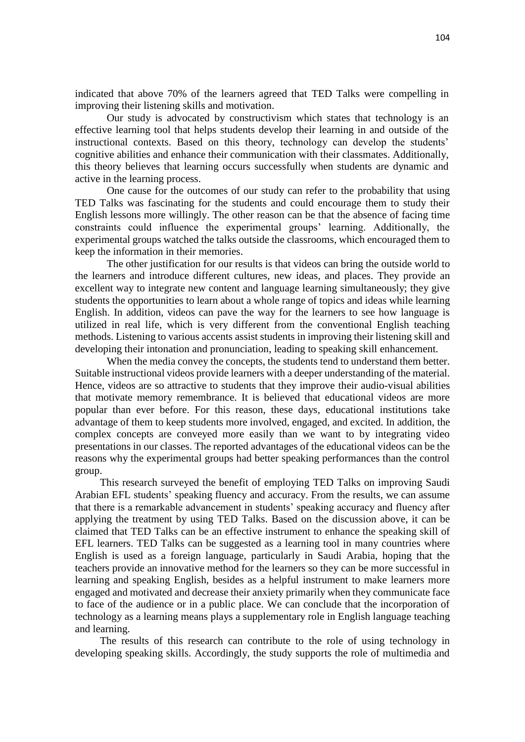indicated that above 70% of the learners agreed that TED Talks were compelling in improving their listening skills and motivation.

Our study is advocated by constructivism which states that technology is an effective learning tool that helps students develop their learning in and outside of the instructional contexts. Based on this theory, technology can develop the students' cognitive abilities and enhance their communication with their classmates. Additionally, this theory believes that learning occurs successfully when students are dynamic and active in the learning process.

One cause for the outcomes of our study can refer to the probability that using TED Talks was fascinating for the students and could encourage them to study their English lessons more willingly. The other reason can be that the absence of facing time constraints could influence the experimental groups' learning. Additionally, the experimental groups watched the talks outside the classrooms, which encouraged them to keep the information in their memories.

The other justification for our results is that videos can bring the outside world to the learners and introduce different cultures, new ideas, and places. They provide an excellent way to integrate new content and language learning simultaneously; they give students the opportunities to learn about a whole range of topics and ideas while learning English. In addition, videos can pave the way for the learners to see how language is utilized in real life, which is very different from the conventional English teaching methods. Listening to various accents assist students in improving their listening skill and developing their intonation and pronunciation, leading to speaking skill enhancement.

When the media convey the concepts, the students tend to understand them better. Suitable instructional videos provide learners with a deeper understanding of the material. Hence, videos are so attractive to students that they improve their audio-visual abilities that motivate memory remembrance. It is believed that educational videos are more popular than ever before. For this reason, these days, educational institutions take advantage of them to keep students more involved, engaged, and excited. In addition, the complex concepts are conveyed more easily than we want to by integrating video presentations in our classes. The reported advantages of the educational videos can be the reasons why the experimental groups had better speaking performances than the control group.

This research surveyed the benefit of employing TED Talks on improving Saudi Arabian EFL students' speaking fluency and accuracy. From the results, we can assume that there is a remarkable advancement in students' speaking accuracy and fluency after applying the treatment by using TED Talks. Based on the discussion above, it can be claimed that TED Talks can be an effective instrument to enhance the speaking skill of EFL learners. TED Talks can be suggested as a learning tool in many countries where English is used as a foreign language, particularly in Saudi Arabia, hoping that the teachers provide an innovative method for the learners so they can be more successful in learning and speaking English, besides as a helpful instrument to make learners more engaged and motivated and decrease their anxiety primarily when they communicate face to face of the audience or in a public place. We can conclude that the incorporation of technology as a learning means plays a supplementary role in English language teaching and learning.

The results of this research can contribute to the role of using technology in developing speaking skills. Accordingly, the study supports the role of multimedia and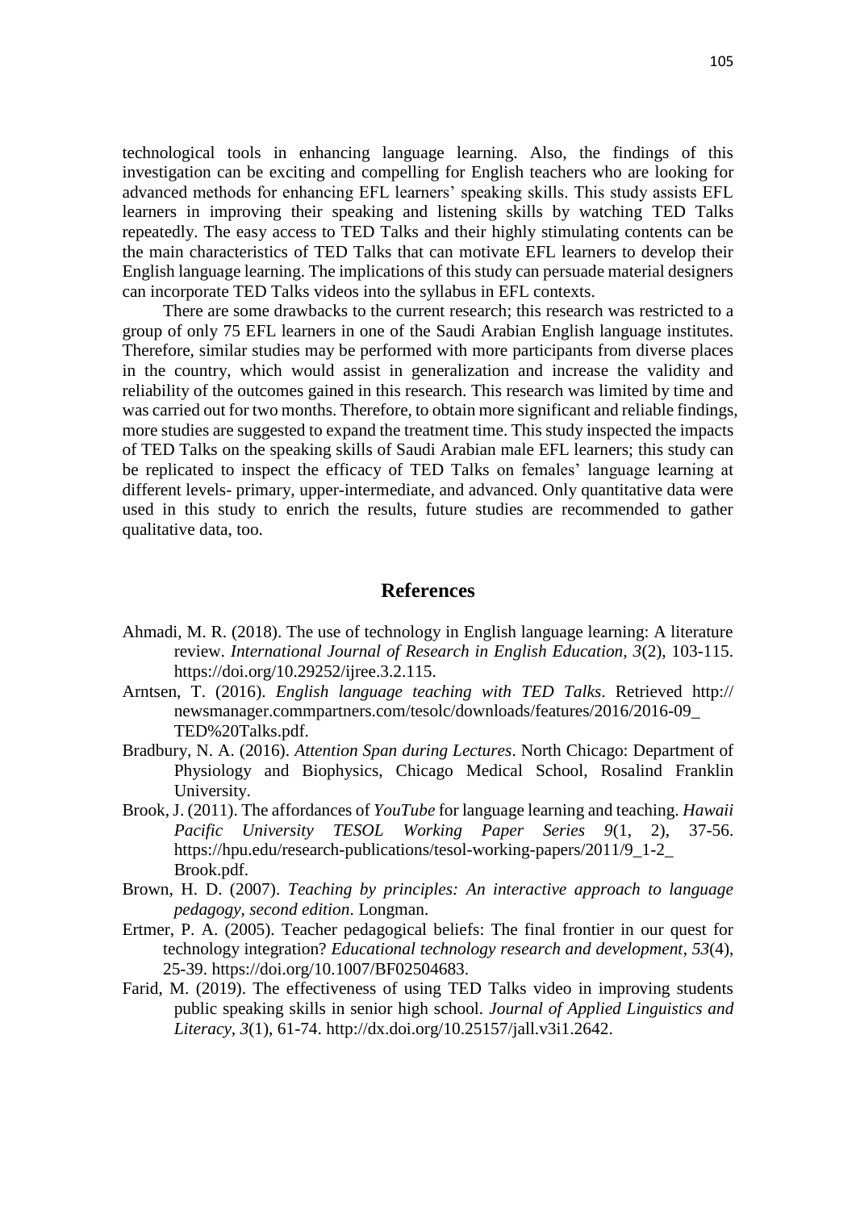technological tools in enhancing language learning. Also, the findings of this investigation can be exciting and compelling for English teachers who are looking for advanced methods for enhancing EFL learners' speaking skills. This study assists EFL learners in improving their speaking and listening skills by watching TED Talks repeatedly. The easy access to TED Talks and their highly stimulating contents can be the main characteristics of TED Talks that can motivate EFL learners to develop their English language learning. The implications of this study can persuade material designers can incorporate TED Talks videos into the syllabus in EFL contexts.

There are some drawbacks to the current research; this research was restricted to a group of only 75 EFL learners in one of the Saudi Arabian English language institutes. Therefore, similar studies may be performed with more participants from diverse places in the country, which would assist in generalization and increase the validity and reliability of the outcomes gained in this research. This research was limited by time and was carried out for two months. Therefore, to obtain more significant and reliable findings, more studies are suggested to expand the treatment time. This study inspected the impacts of TED Talks on the speaking skills of Saudi Arabian male EFL learners; this study can be replicated to inspect the efficacy of TED Talks on females' language learning at different levels- primary, upper-intermediate, and advanced. Only quantitative data were used in this study to enrich the results, future studies are recommended to gather qualitative data, too.

## References

Ahmadi, M. R. (2018). The use of technology in English language learning: A literature review. *International Journal of Research in English Education, 3*(2), 103-115. https://doi.org/10.29252/ijree.3.2.115.

Arntsen, T. (2016). *English language teaching with TED Talks*. Retrieved http:// newsmanager.commpartners.com/tesolc/downloads/features/2016/2016-09_ TED%20Talks.pdf.

Bradbury, N. A. (2016). *Attention Span during Lectures*. North Chicago: Department of Physiology and Biophysics, Chicago Medical School, Rosalind Franklin University.

Brook, J. (2011). The affordances of *YouTube* for language learning and teaching. *Hawaii Pacific University TESOL Working Paper Series 9*(1, 2), 37-56. https://hpu.edu/research-publications/tesol-working-papers/2011/9_1-2_ Brook.pdf.

Brown, H. D. (2007). *Teaching by principles: An interactive approach to language pedagogy, second edition*. Longman.

Ertmer, P. A. (2005). Teacher pedagogical beliefs: The final frontier in our quest for technology integration? *Educational technology research and development*, *53*(4), 25-39. https://doi.org/10.1007/BF02504683.

Farid, M. (2019). The effectiveness of using TED Talks video in improving students public speaking skills in senior high school. *Journal of Applied Linguistics and Literacy, 3*(1), 61-74. http://dx.doi.org/10.25157/jall.v3i1.2642.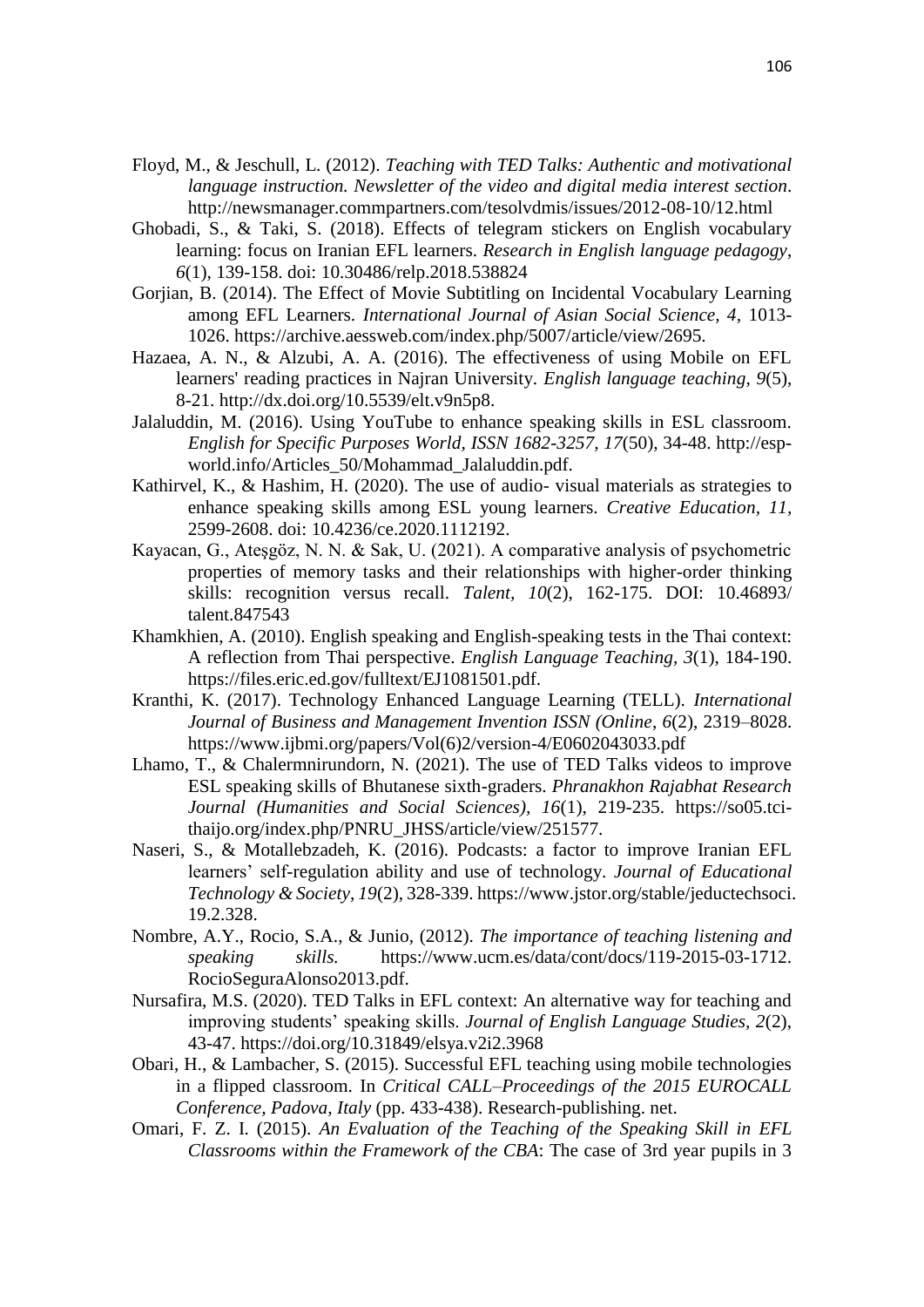Floyd, M., & Jeschull, L. (2012). *Teaching with TED Talks: Authentic and motivational language instruction. Newsletter of the video and digital media interest section*. http://newsmanager.commpartners.com/tesolvdmis/issues/2012-08-10/12.html

Ghobadi, S., & Taki, S. (2018). Effects of telegram stickers on English vocabulary learning: focus on Iranian EFL learners. *Research in English language pedagogy*, *6*(1), 139-158. doi: 10.30486/relp.2018.538824

Gorjian, B. (2014). The Effect of Movie Subtitling on Incidental Vocabulary Learning among EFL Learners. *International Journal of Asian Social Science, 4*, 1013-1026. https://archive.aessweb.com/index.php/5007/article/view/2695.

Hazaea, A. N., & Alzubi, A. A. (2016). The effectiveness of using Mobile on EFL learners' reading practices in Najran University. *English language teaching*, *9*(5), 8-21. http://dx.doi.org/10.5539/elt.v9n5p8.

Jalaluddin, M. (2016). Using YouTube to enhance speaking skills in ESL classroom. *English for Specific Purposes World, ISSN 1682-3257, 17*(50), 34-48. http://esp-world.info/Articles_50/Mohammad_Jalaluddin.pdf.

Kathirvel, K., & Hashim, H. (2020). The use of audio- visual materials as strategies to enhance speaking skills among ESL young learners. *Creative Education, 11*, 2599-2608. doi: 10.4236/ce.2020.1112192.

Kayacan, G., Ateşgöz, N. N. & Sak, U. (2021). A comparative analysis of psychometric properties of memory tasks and their relationships with higher-order thinking skills: recognition versus recall. *Talent, 10*(2), 162-175. DOI: 10.46893/ talent.847543

Khamkhien, A. (2010). English speaking and English-speaking tests in the Thai context: A reflection from Thai perspective. *English Language Teaching, 3*(1), 184-190. https://files.eric.ed.gov/fulltext/EJ1081501.pdf.

Kranthi, K. (2017). Technology Enhanced Language Learning (TELL). *International Journal of Business and Management Invention ISSN (Online*, *6*(2), 2319–8028. https://www.ijbmi.org/papers/Vol(6)2/version-4/E0602043033.pdf

Lhamo, T., & Chalermnirundorn, N. (2021). The use of TED Talks videos to improve ESL speaking skills of Bhutanese sixth-graders. *Phranakhon Rajabhat Research Journal (Humanities and Social Sciences), 16*(1), 219-235. https://so05.tci-thaijo.org/index.php/PNRU_JHSS/article/view/251577.

Naseri, S., & Motallebzadeh, K. (2016). Podcasts: a factor to improve Iranian EFL learners' self-regulation ability and use of technology. *Journal of Educational Technology & Society*, *19*(2), 328-339. https://www.jstor.org/stable/jeductechsoci. 19.2.328.

Nombre, A.Y., Rocio, S.A., & Junio, (2012). *The importance of teaching listening and speaking skills.* https://www.ucm.es/data/cont/docs/119-2015-03-1712. RocioSeguraAlonso2013.pdf.

Nursafira, M.S. (2020). TED Talks in EFL context: An alternative way for teaching and improving students' speaking skills. *Journal of English Language Studies, 2*(2), 43-47. https://doi.org/10.31849/elsya.v2i2.3968

Obari, H., & Lambacher, S. (2015). Successful EFL teaching using mobile technologies in a flipped classroom. In *Critical CALL–Proceedings of the 2015 EUROCALL Conference, Padova, Italy* (pp. 433-438). Research-publishing. net.

Omari, F. Z. I. (2015). *An Evaluation of the Teaching of the Speaking Skill in EFL Classrooms within the Framework of the CBA*: The case of 3rd year pupils in 3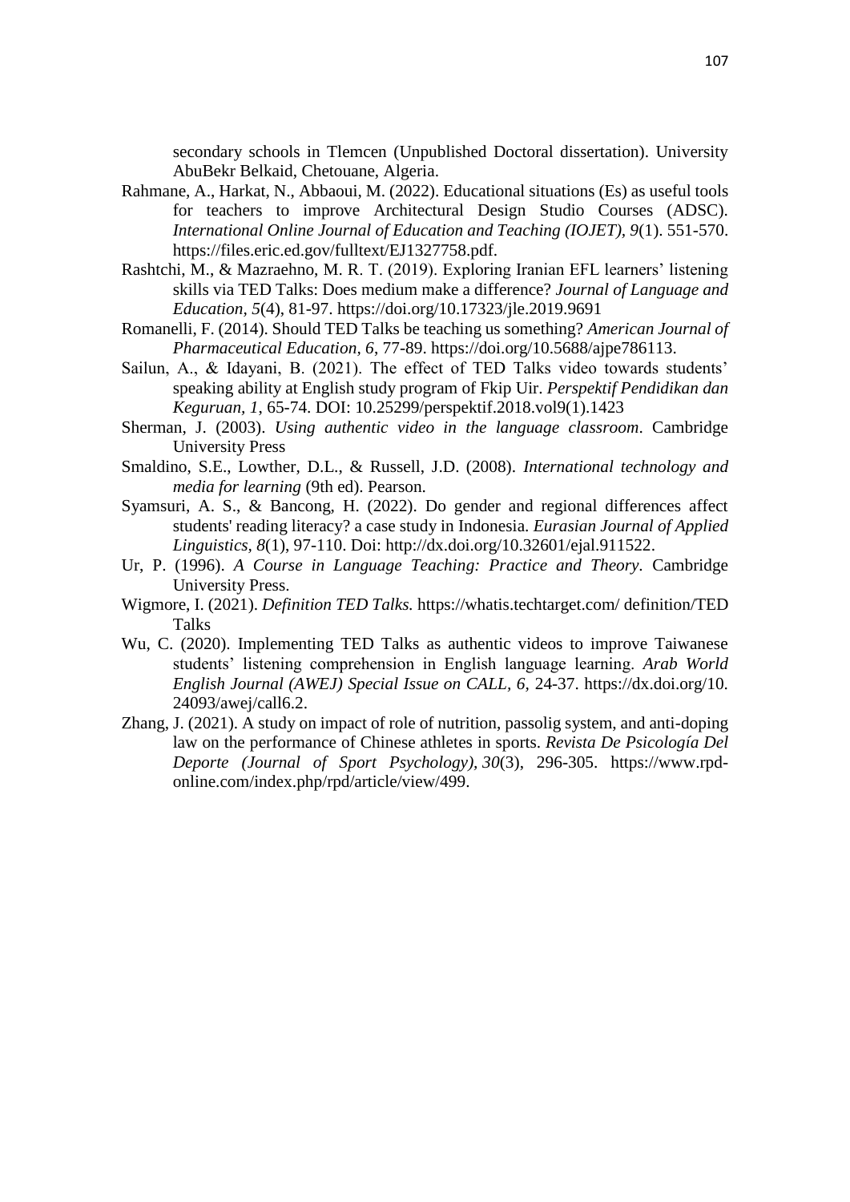secondary schools in Tlemcen (Unpublished Doctoral dissertation). University AbuBekr Belkaid, Chetouane, Algeria.

Rahmane, A., Harkat, N., Abbaoui, M. (2022). Educational situations (Es) as useful tools for teachers to improve Architectural Design Studio Courses (ADSC). *International Online Journal of Education and Teaching (IOJET), 9*(1). 551-570. https://files.eric.ed.gov/fulltext/EJ1327758.pdf.

Rashtchi, M., & Mazraehno, M. R. T. (2019). Exploring Iranian EFL learners' listening skills via TED Talks: Does medium make a difference? *Journal of Language and Education, 5*(4), 81-97. https://doi.org/10.17323/jle.2019.9691

Romanelli, F. (2014). Should TED Talks be teaching us something? *American Journal of Pharmaceutical Education, 6*, 77-89. https://doi.org/10.5688/ajpe786113.

Sailun, A., & Idayani, B. (2021). The effect of TED Talks video towards students' speaking ability at English study program of Fkip Uir. *Perspektif Pendidikan dan Keguruan, 1*, 65-74. DOI: 10.25299/perspektif.2018.vol9(1).1423

Sherman, J. (2003). *Using authentic video in the language classroom*. Cambridge University Press

Smaldino, S.E., Lowther, D.L., & Russell, J.D. (2008). *International technology and media for learning* (9th ed). Pearson.

Syamsuri, A. S., & Bancong, H. (2022). Do gender and regional differences affect students' reading literacy? a case study in Indonesia. *Eurasian Journal of Applied Linguistics, 8*(1), 97-110. Doi: http://dx.doi.org/10.32601/ejal.911522.

Ur, P. (1996). *A Course in Language Teaching: Practice and Theory*. Cambridge University Press.

Wigmore, I. (2021). *Definition TED Talks.* https://whatis.techtarget.com/ definition/TED Talks

Wu, C. (2020). Implementing TED Talks as authentic videos to improve Taiwanese students' listening comprehension in English language learning. *Arab World English Journal (AWEJ) Special Issue on CALL, 6*, 24-37. https://dx.doi.org/10. 24093/awej/call6.2.

Zhang, J. (2021). A study on impact of role of nutrition, passolig system, and anti-doping law on the performance of Chinese athletes in sports. *Revista De Psicología Del Deporte (Journal of Sport Psychology), 30*(3), 296-305. https://www.rpd-online.com/index.php/rpd/article/view/499.